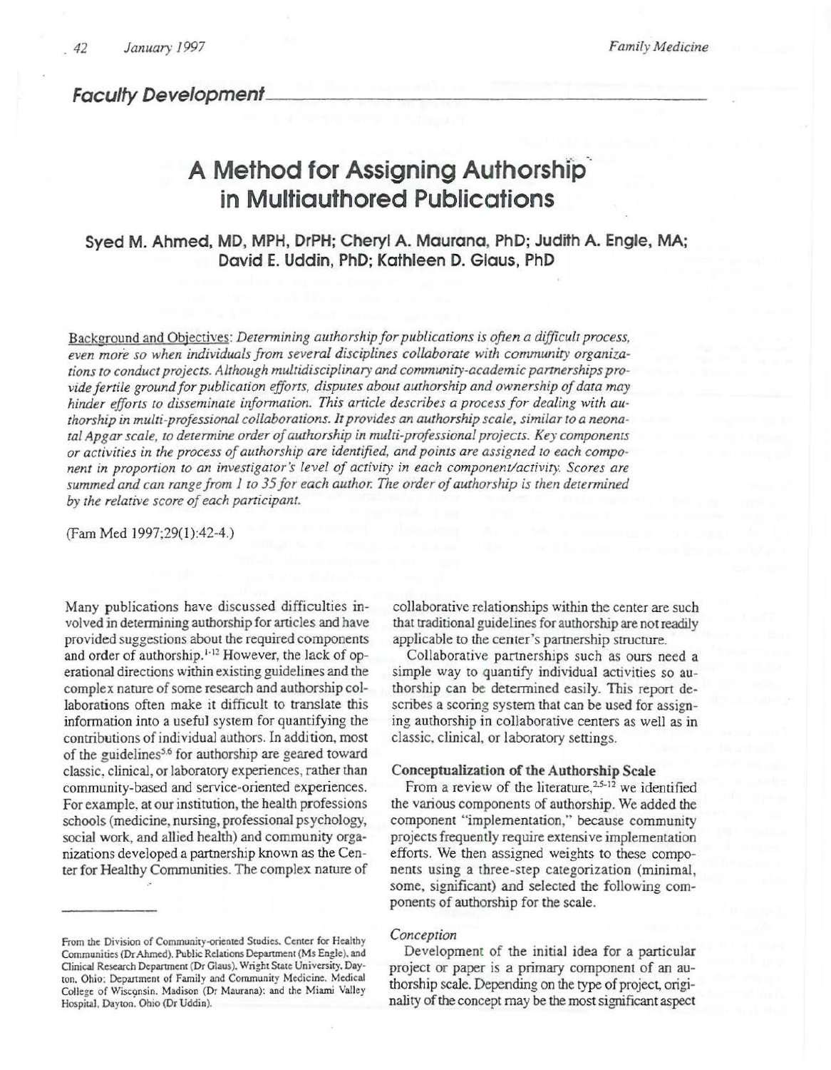*Faculty Development*

# A Method for Assigning Authorship in Multiauthored Publications

**Syed M. Ahmed, MD, MPH, DrPH; Cheryl A. Maurana, PhD; Judith A. Engle, MA; David E. Uddin, PhD; Kathleen D. Glaus, PhD**

Background and Objectives: *Determining authorship for publications is often a difficult process, even more so when individuals from several disciplines collaborate with community organizations to conduct projects. Although multidisciplinary and community-academic partnerships provide fertile ground for publication efforts, disputes about authorship and ownership of data may hinder efforts to disseminate information. This article describes a process for dealing with authorship in multi-professional collaborations. It provides an authorship scale, similar to a neonatal Apgar scale, to determine order of authorship in multi-professional projects. Key components or activities in the process of authorship are identified, and points are assigned to each component in proportion to an investigator's level of activity in each component/activity. Scores are summed and can range from 1 to 35 for each author. The order of authorship is then determined by the relative score of each participant.*

(Fam Med 1997;29(1):42-4.)

Many publications have discussed difficulties involved in determining authorship for articles and have provided suggestions about the required components and order of authorship.[1-12] However, the lack of operational directions within existing guidelines and the complex nature of some research and authorship collaborations often make it difficult to translate this information into a useful system for quantifying the contributions of individual authors. In addition, most of the guidelines[5,6] for authorship are geared toward classic, clinical, or laboratory experiences, rather than community-based and service-oriented experiences. For example, at our institution, the health professions schools (medicine, nursing, professional psychology, social work, and allied health) and community organizations developed a partnership known as the Center for Healthy Communities. The complex nature of collaborative relationships within the center are such that traditional guidelines for authorship are not readily applicable to the center's partnership structure.

Collaborative partnerships such as ours need a simple way to quantify individual activities so authorship can be determined easily. This report describes a scoring system that can be used for assigning authorship in collaborative centers as well as in classic, clinical, or laboratory settings.

### Conceptualization of the Authorship Scale

From a review of the literature,[2,5-12] we identified the various components of authorship. We added the component "implementation," because community projects frequently require extensive implementation efforts. We then assigned weights to these components using a three-step categorization (minimal, some, significant) and selected the following components of authorship for the scale.

#### *Conception*

Development of the initial idea for a particular project or paper is a primary component of an authorship scale. Depending on the type of project, originality of the concept may be the most significant aspect

From the Division of Community-oriented Studies, Center for Healthy Communities (Dr Ahmed), Public Relations Department (Ms Engle), and Clinical Research Department (Dr Glaus), Wright State University, Dayton, Ohio; Department of Family and Community Medicine, Medical College of Wisconsin, Madison (Dr Maurana); and the Miami Valley Hospital, Dayton, Ohio (Dr Uddin).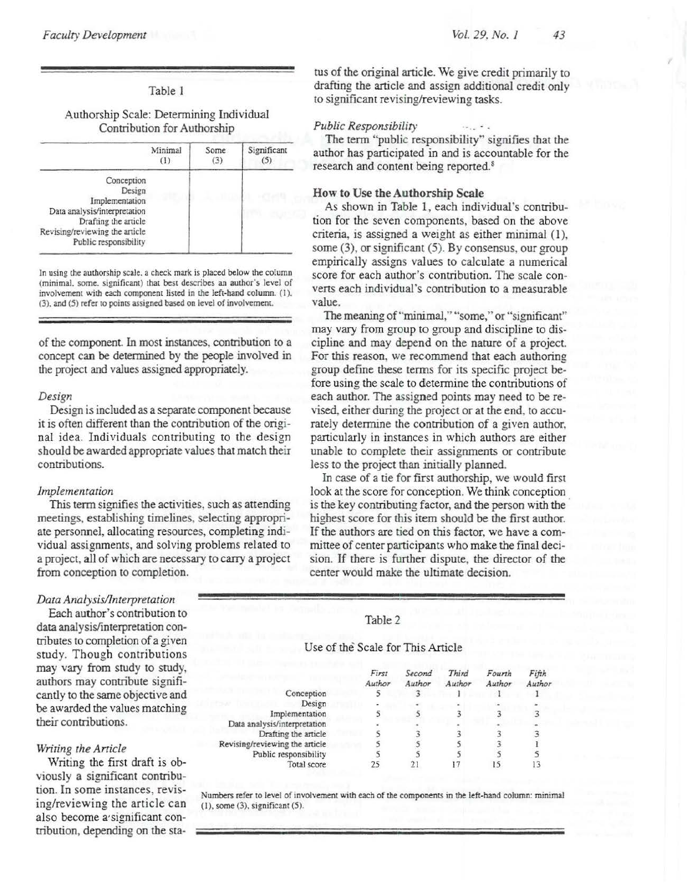Table 1

Authorship Scale: Determining Individual Contribution for Authorship

| | Minimal (1) | Some (3) | Significant (5) |
|---|---|---|---|
| Conception | | | |
| Design | | | |
| Implementation | | | |
| Data analysis/interpretation | | | |
| Drafting the article | | | |
| Revising/reviewing the article | | | |
| Public responsibility | | | |

In using the authorship scale, a check mark is placed below the column (minimal, some, significant) that best describes an author's level of involvement with each component listed in the left-hand column. (1), (3), and (5) refer to points assigned based on level of involvement.

of the component. In most instances, contribution to a concept can be determined by the people involved in the project and values assigned appropriately.

*Design*

Design is included as a separate component because it is often different than the contribution of the original idea. Individuals contributing to the design should be awarded appropriate values that match their contributions.

*Implementation*

This term signifies the activities, such as attending meetings, establishing timelines, selecting appropriate personnel, allocating resources, completing individual assignments, and solving problems related to a project, all of which are necessary to carry a project from conception to completion.

*Data Analysis/Interpretation*

Each author's contribution to data analysis/interpretation contributes to completion of a given study. Though contributions may vary from study to study, authors may contribute significantly to the same objective and be awarded the values matching their contributions.

*Writing the Article*

Writing the first draft is obviously a significant contribution. In some instances, revising/reviewing the article can also become a significant contribution, depending on the status of the original article. We give credit primarily to drafting the article and assign additional credit only to significant revising/reviewing tasks.

*Public Responsibility*

The term "public responsibility" signifies that the author has participated in and is accountable for the research and content being reported.[8]

### How to Use the Authorship Scale

As shown in Table 1, each individual's contribution for the seven components, based on the above criteria, is assigned a weight as either minimal (1), some (3), or significant (5). By consensus, our group empirically assigns values to calculate a numerical score for each author's contribution. The scale converts each individual's contribution to a measurable value.

The meaning of "minimal," "some," or "significant" may vary from group to group and discipline to discipline and may depend on the nature of a project. For this reason, we recommend that each authoring group define these terms for its specific project before using the scale to determine the contributions of each author. The assigned points may need to be revised, either during the project or at the end, to accurately determine the contribution of a given author, particularly in instances in which authors are either unable to complete their assignments or contribute less to the project than initially planned.

In case of a tie for first authorship, we would first look at the score for conception. We think conception is the key contributing factor, and the person with the highest score for this item should be the first author. If the authors are tied on this factor, we have a committee of center participants who make the final decision. If there is further dispute, the director of the center would make the ultimate decision.

Table 2

Use of the Scale for This Article

| | *First Author* | *Second Author* | *Third Author* | *Fourth Author* | *Fifth Author* |
|---|---|---|---|---|---|
| Conception | 5 | 3 | 1 | 1 | 1 |
| Design | - | - | - | - | - |
| Implementation | 5 | 5 | 3 | 3 | 3 |
| Data analysis/interpretation | - | - | - | - | - |
| Drafting the article | 5 | 3 | 3 | 3 | 3 |
| Revising/reviewing the article | 5 | 5 | 5 | 3 | 1 |
| Public responsibility | 5 | 5 | 5 | 5 | 5 |
| Total score | 25 | 21 | 17 | 15 | 13 |

Numbers refer to level of involvement with each of the components in the left-hand column: minimal (1), some (3), significant (5).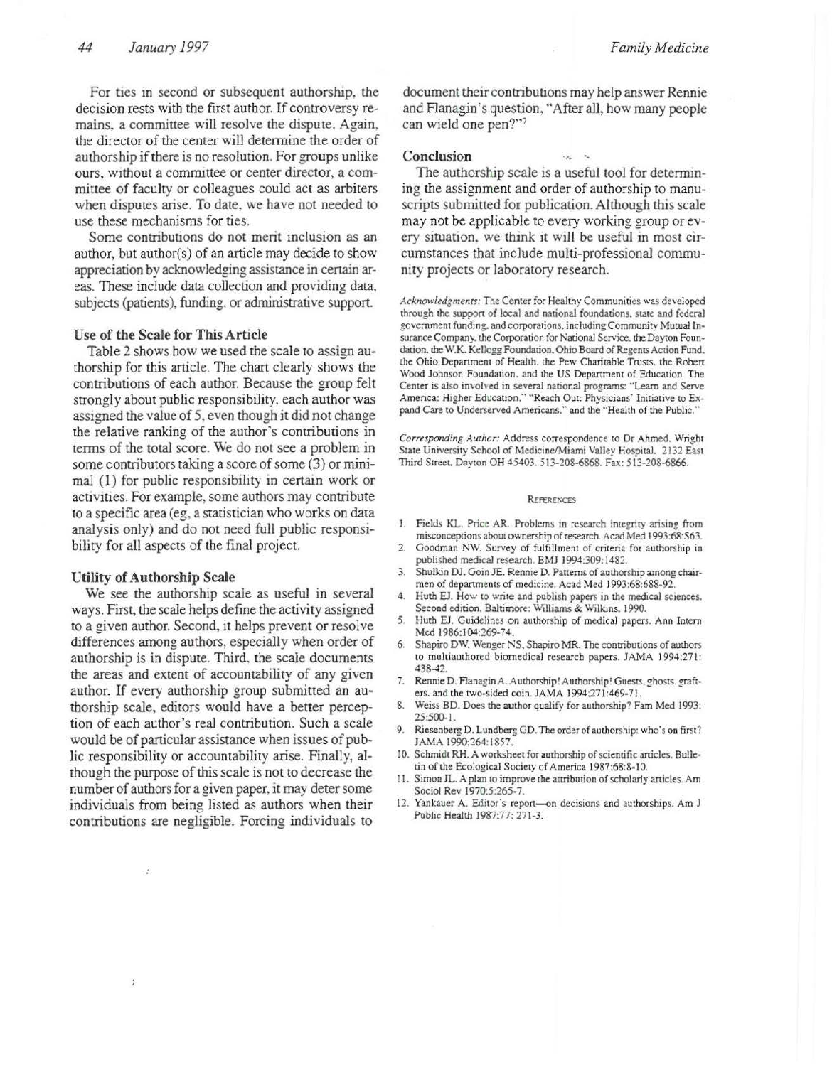For ties in second or subsequent authorship, the decision rests with the first author. If controversy remains, a committee will resolve the dispute. Again, the director of the center will determine the order of authorship if there is no resolution. For groups unlike ours, without a committee or center director, a committee of faculty or colleagues could act as arbiters when disputes arise. To date, we have not needed to use these mechanisms for ties.

Some contributions do not merit inclusion as an author, but author(s) of an article may decide to show appreciation by acknowledging assistance in certain areas. These include data collection and providing data, subjects (patients), funding, or administrative support.

### Use of the Scale for This Article

Table 2 shows how we used the scale to assign authorship for this article. The chart clearly shows the contributions of each author. Because the group felt strongly about public responsibility, each author was assigned the value of 5, even though it did not change the relative ranking of the author's contributions in terms of the total score. We do not see a problem in some contributors taking a score of some (3) or minimal (1) for public responsibility in certain work or activities. For example, some authors may contribute to a specific area (eg, a statistician who works on data analysis only) and do not need full public responsibility for all aspects of the final project.

### Utility of Authorship Scale

We see the authorship scale as useful in several ways. First, the scale helps define the activity assigned to a given author. Second, it helps prevent or resolve differences among authors, especially when order of authorship is in dispute. Third, the scale documents the areas and extent of accountability of any given author. If every authorship group submitted an authorship scale, editors would have a better perception of each author's real contribution. Such a scale would be of particular assistance when issues of public responsibility or accountability arise. Finally, although the purpose of this scale is not to decrease the number of authors for a given paper, it may deter some individuals from being listed as authors when their contributions are negligible. Forcing individuals to document their contributions may help answer Rennie and Flanagin's question, "After all, how many people can wield one pen?"[7]

### Conclusion

The authorship scale is a useful tool for determining the assignment and order of authorship to manuscripts submitted for publication. Although this scale may not be applicable to every working group or every situation, we think it will be useful in most circumstances that include multi-professional community projects or laboratory research.

*Acknowledgments:* The Center for Healthy Communities was developed through the support of local and national foundations, state and federal government funding, and corporations, including Community Mutual Insurance Company, the Corporation for National Service, the Dayton Foundation, the W.K. Kellogg Foundation, Ohio Board of Regents Action Fund, the Ohio Department of Health, the Pew Charitable Trusts, the Robert Wood Johnson Foundation, and the US Department of Education. The Center is also involved in several national programs: "Learn and Serve America: Higher Education," "Reach Out: Physicians' Initiative to Expand Care to Underserved Americans," and the "Health of the Public."

*Corresponding Author:* Address correspondence to Dr Ahmed, Wright State University School of Medicine/Miami Valley Hospital, 2132 East Third Street, Dayton OH 45403. 513-208-6868. Fax: 513-208-6866.

#### References

1. Fields KL, Price AR. Problems in research integrity arising from misconceptions about ownership of research. Acad Med 1993;68:S63.
2. Goodman NW. Survey of fulfillment of criteria for authorship in published medical research. BMJ 1994;309:1482.
3. Shulkin DJ, Goin JE, Rennie D. Patterns of authorship among chairmen of departments of medicine. Acad Med 1993;68:688-92.
4. Huth EJ. How to write and publish papers in the medical sciences. Second edition. Baltimore: Williams & Wilkins, 1990.
5. Huth EJ. Guidelines on authorship of medical papers. Ann Intern Med 1986;104:269-74.
6. Shapiro DW, Wenger NS, Shapiro MR. The contributions of authors to multiauthored biomedical research papers. JAMA 1994;271:438-42.
7. Rennie D, Flanagin A. Authorship! Authorship! Guests, ghosts, grafters, and the two-sided coin. JAMA 1994;271:469-71.
8. Weiss BD. Does the author qualify for authorship? Fam Med 1993;25:500-1.
9. Riesenberg D, Lundberg GD. The order of authorship: who's on first? JAMA 1990;264:1857.
10. Schmidt RH. A worksheet for authorship of scientific articles. Bulletin of the Ecological Society of America 1987;68:8-10.
11. Simon JL. A plan to improve the attribution of scholarly articles. Am Sociol Rev 1970;5:265-7.
12. Yankauer A. Editor's report—on decisions and authorships. Am J Public Health 1987;77:271-3.